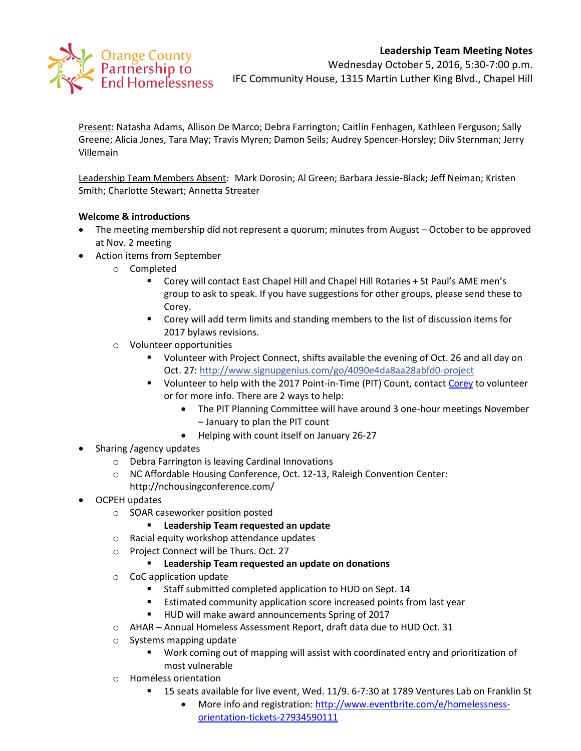Orange County Partnership to End Homelessness

**Leadership Team Meeting Notes**
Wednesday October 5, 2016, 5:30-7:00 p.m.
IFC Community House, 1315 Martin Luther King Blvd., Chapel Hill

Present: Natasha Adams, Allison De Marco; Debra Farrington; Caitlin Fenhagen, Kathleen Ferguson; Sally Greene; Alicia Jones, Tara May; Travis Myren; Damon Seils; Audrey Spencer-Horsley; Diiv Sternman; Jerry Villemain

Leadership Team Members Absent: Mark Dorosin; Al Green; Barbara Jessie-Black; Jeff Neiman; Kristen Smith; Charlotte Stewart; Annetta Streater

**Welcome & introductions**

- The meeting membership did not represent a quorum; minutes from August – October to be approved at Nov. 2 meeting
- Action items from September
  - Completed
    - Corey will contact East Chapel Hill and Chapel Hill Rotaries + St Paul's AME men's group to ask to speak. If you have suggestions for other groups, please send these to Corey.
    - Corey will add term limits and standing members to the list of discussion items for 2017 bylaws revisions.
  - Volunteer opportunities
    - Volunteer with Project Connect, shifts available the evening of Oct. 26 and all day on Oct. 27: http://www.signupgenius.com/go/4090e4da8aa28abfd0-project
    - Volunteer to help with the 2017 Point-in-Time (PIT) Count, contact Corey to volunteer or for more info. There are 2 ways to help:
      - The PIT Planning Committee will have around 3 one-hour meetings November – January to plan the PIT count
      - Helping with count itself on January 26-27
- Sharing /agency updates
  - Debra Farrington is leaving Cardinal Innovations
  - NC Affordable Housing Conference, Oct. 12-13, Raleigh Convention Center: http://nchousingconference.com/
- OCPEH updates
  - SOAR caseworker position posted
    - **Leadership Team requested an update**
  - Racial equity workshop attendance updates
  - Project Connect will be Thurs. Oct. 27
    - **Leadership Team requested an update on donations**
  - CoC application update
    - Staff submitted completed application to HUD on Sept. 14
    - Estimated community application score increased points from last year
    - HUD will make award announcements Spring of 2017
  - AHAR – Annual Homeless Assessment Report, draft data due to HUD Oct. 31
  - Systems mapping update
    - Work coming out of mapping will assist with coordinated entry and prioritization of most vulnerable
  - Homeless orientation
    - 15 seats available for live event, Wed. 11/9. 6-7:30 at 1789 Ventures Lab on Franklin St
      - More info and registration: http://www.eventbrite.com/e/homelessness-orientation-tickets-27934590111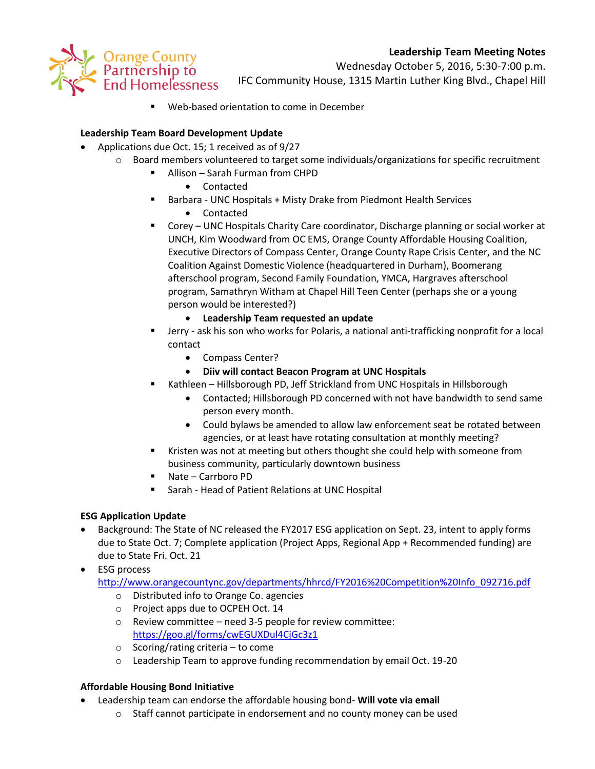- Web-based orientation to come in December

**Leadership Team Board Development Update**

- Applications due Oct. 15; 1 received as of 9/27
  - Board members volunteered to target some individuals/organizations for specific recruitment
    - Allison – Sarah Furman from CHPD
      - Contacted
    - Barbara - UNC Hospitals + Misty Drake from Piedmont Health Services
      - Contacted
    - Corey – UNC Hospitals Charity Care coordinator, Discharge planning or social worker at UNCH, Kim Woodward from OC EMS, Orange County Affordable Housing Coalition, Executive Directors of Compass Center, Orange County Rape Crisis Center, and the NC Coalition Against Domestic Violence (headquartered in Durham), Boomerang afterschool program, Second Family Foundation, YMCA, Hargraves afterschool program, Samathryn Witham at Chapel Hill Teen Center (perhaps she or a young person would be interested?)
      - **Leadership Team requested an update**
    - Jerry - ask his son who works for Polaris, a national anti-trafficking nonprofit for a local contact
      - Compass Center?
      - **Diiv will contact Beacon Program at UNC Hospitals**
    - Kathleen – Hillsborough PD, Jeff Strickland from UNC Hospitals in Hillsborough
      - Contacted; Hillsborough PD concerned with not have bandwidth to send same person every month.
      - Could bylaws be amended to allow law enforcement seat be rotated between agencies, or at least have rotating consultation at monthly meeting?
    - Kristen was not at meeting but others thought she could help with someone from business community, particularly downtown business
    - Nate – Carrboro PD
    - Sarah - Head of Patient Relations at UNC Hospital

**ESG Application Update**

- Background: The State of NC released the FY2017 ESG application on Sept. 23, intent to apply forms due to State Oct. 7; Complete application (Project Apps, Regional App + Recommended funding) are due to State Fri. Oct. 21
- ESG process http://www.orangecountync.gov/departments/hhrcd/FY2016%20Competition%20Info_092716.pdf
  - Distributed info to Orange Co. agencies
  - Project apps due to OCPEH Oct. 14
  - Review committee – need 3-5 people for review committee: https://goo.gl/forms/cwEGUXDul4CjGc3z1
  - Scoring/rating criteria – to come
  - Leadership Team to approve funding recommendation by email Oct. 19-20

**Affordable Housing Bond Initiative**

- Leadership team can endorse the affordable housing bond- **Will vote via email**
  - Staff cannot participate in endorsement and no county money can be used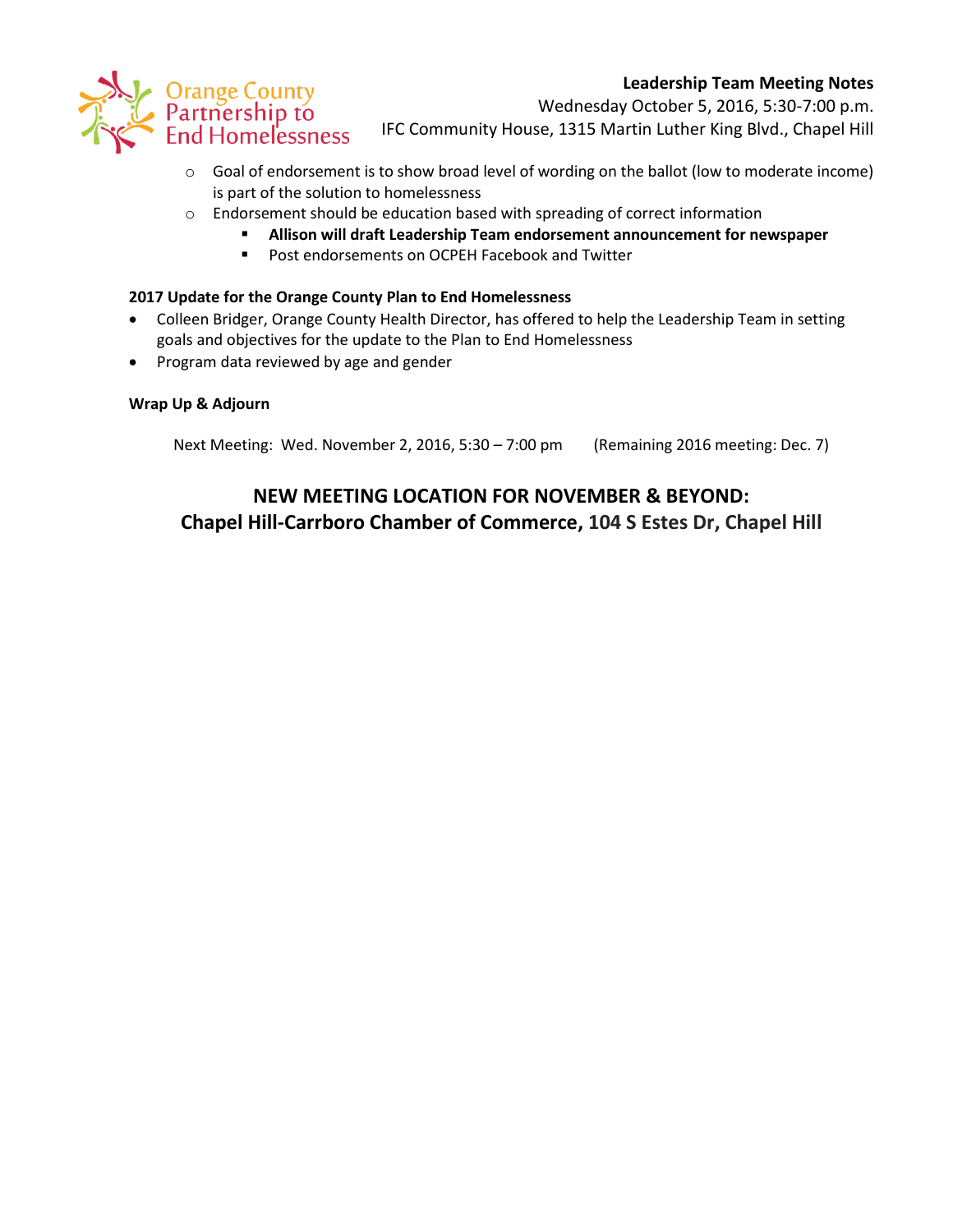- Goal of endorsement is to show broad level of wording on the ballot (low to moderate income) is part of the solution to homelessness
- Endorsement should be education based with spreading of correct information
  - **Allison will draft Leadership Team endorsement announcement for newspaper**
  - Post endorsements on OCPEH Facebook and Twitter

**2017 Update for the Orange County Plan to End Homelessness**

- Colleen Bridger, Orange County Health Director, has offered to help the Leadership Team in setting goals and objectives for the update to the Plan to End Homelessness
- Program data reviewed by age and gender

**Wrap Up & Adjourn**

Next Meeting: Wed. November 2, 2016, 5:30 – 7:00 pm (Remaining 2016 meeting: Dec. 7)

## NEW MEETING LOCATION FOR NOVEMBER & BEYOND: Chapel Hill-Carrboro Chamber of Commerce, 104 S Estes Dr, Chapel Hill